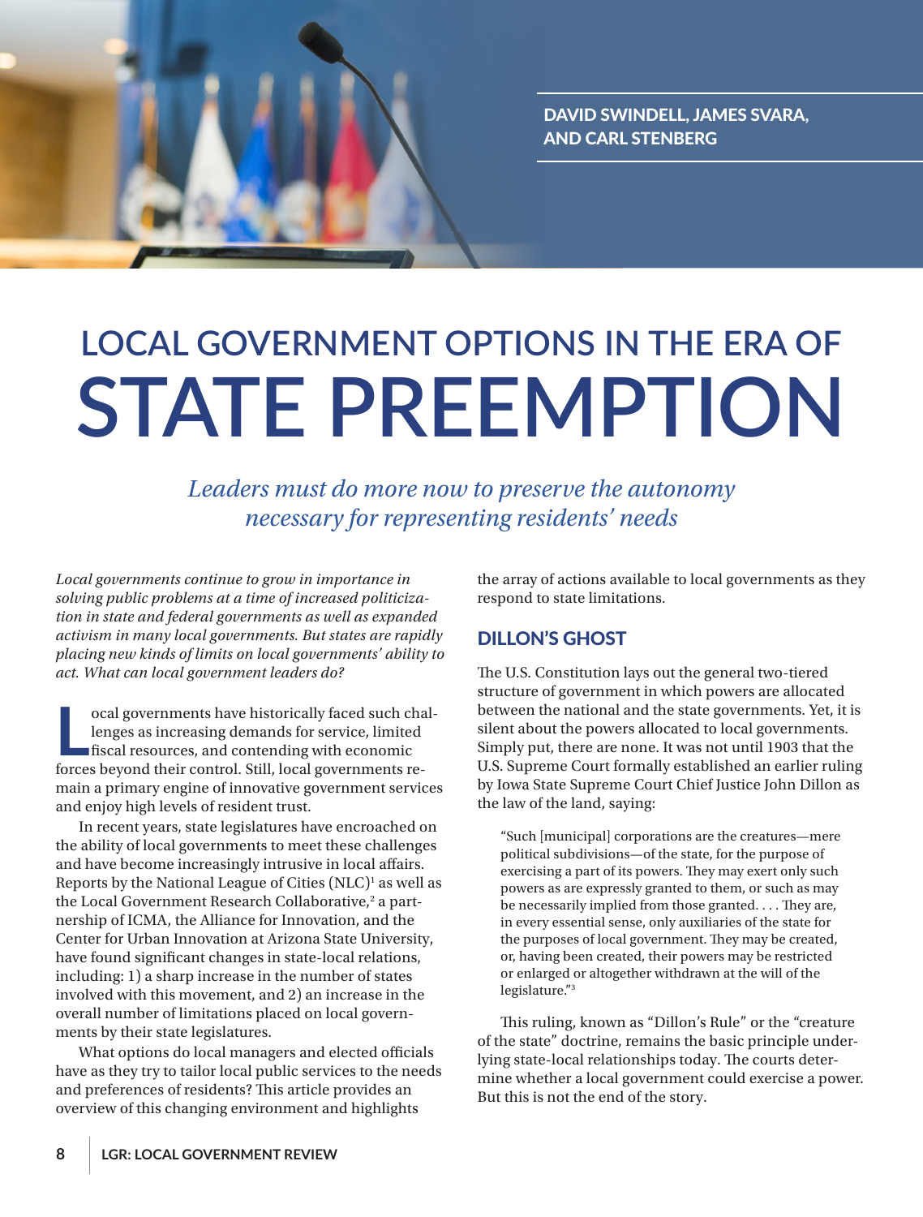DAVID SWINDELL, JAMES SVARA, AND CARL STENBERG

# LOCAL GOVERNMENT OPTIONS IN THE ERA OF STATE PREEMPTION

*Leaders must do more now to preserve the autonomy necessary for representing residents' needs*

*Local governments continue to grow in importance in solving public problems at a time of increased politicization in state and federal governments as well as expanded activism in many local governments. But states are rapidly placing new kinds of limits on local governments' ability to act. What can local government leaders do?*

Local governments have historically faced such challenges as increasing demands for service, limited fiscal resources, and contending with economic forces beyond their control. Still, local governments remain a primary engine of innovative government services and enjoy high levels of resident trust.

In recent years, state legislatures have encroached on the ability of local governments to meet these challenges and have become increasingly intrusive in local affairs. Reports by the National League of Cities (NLC)[1] as well as the Local Government Research Collaborative,[2] a partnership of ICMA, the Alliance for Innovation, and the Center for Urban Innovation at Arizona State University, have found significant changes in state-local relations, including: 1) a sharp increase in the number of states involved with this movement, and 2) an increase in the overall number of limitations placed on local governments by their state legislatures.

What options do local managers and elected officials have as they try to tailor local public services to the needs and preferences of residents? This article provides an overview of this changing environment and highlights the array of actions available to local governments as they respond to state limitations.

## DILLON'S GHOST

The U.S. Constitution lays out the general two-tiered structure of government in which powers are allocated between the national and the state governments. Yet, it is silent about the powers allocated to local governments. Simply put, there are none. It was not until 1903 that the U.S. Supreme Court formally established an earlier ruling by Iowa State Supreme Court Chief Justice John Dillon as the law of the land, saying:

> "Such [municipal] corporations are the creatures—mere political subdivisions—of the state, for the purpose of exercising a part of its powers. They may exert only such powers as are expressly granted to them, or such as may be necessarily implied from those granted. . . . They are, in every essential sense, only auxiliaries of the state for the purposes of local government. They may be created, or, having been created, their powers may be restricted or enlarged or altogether withdrawn at the will of the legislature."[3]

This ruling, known as "Dillon's Rule" or the "creature of the state" doctrine, remains the basic principle underlying state-local relationships today. The courts determine whether a local government could exercise a power. But this is not the end of the story.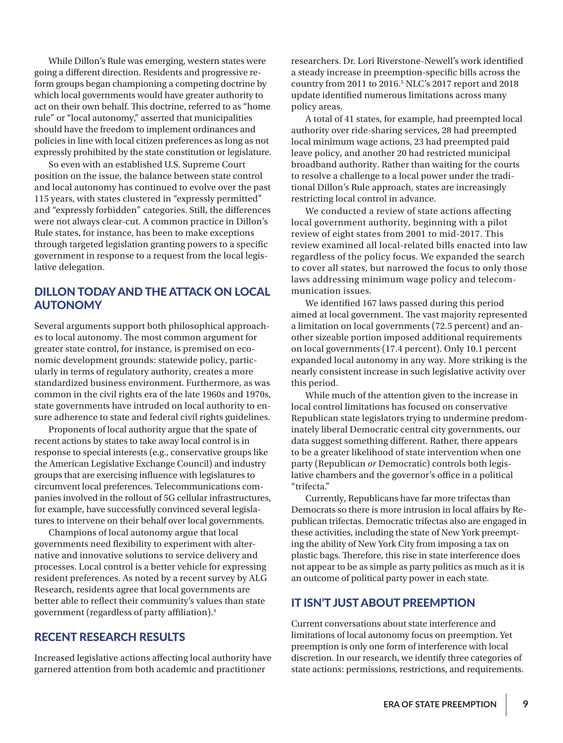While Dillon's Rule was emerging, western states were going a different direction. Residents and progressive reform groups began championing a competing doctrine by which local governments would have greater authority to act on their own behalf. This doctrine, referred to as "home rule" or "local autonomy," asserted that municipalities should have the freedom to implement ordinances and policies in line with local citizen preferences as long as not expressly prohibited by the state constitution or legislature.

So even with an established U.S. Supreme Court position on the issue, the balance between state control and local autonomy has continued to evolve over the past 115 years, with states clustered in "expressly permitted" and "expressly forbidden" categories. Still, the differences were not always clear-cut. A common practice in Dillon's Rule states, for instance, has been to make exceptions through targeted legislation granting powers to a specific government in response to a request from the local legislative delegation.

## DILLON TODAY AND THE ATTACK ON LOCAL AUTONOMY

Several arguments support both philosophical approaches to local autonomy. The most common argument for greater state control, for instance, is premised on economic development grounds: statewide policy, particularly in terms of regulatory authority, creates a more standardized business environment. Furthermore, as was common in the civil rights era of the late 1960s and 1970s, state governments have intruded on local authority to ensure adherence to state and federal civil rights guidelines.

Proponents of local authority argue that the spate of recent actions by states to take away local control is in response to special interests (e.g., conservative groups like the American Legislative Exchange Council) and industry groups that are exercising influence with legislatures to circumvent local preferences. Telecommunications companies involved in the rollout of 5G cellular infrastructures, for example, have successfully convinced several legislatures to intervene on their behalf over local governments.

Champions of local autonomy argue that local governments need flexibility to experiment with alternative and innovative solutions to service delivery and processes. Local control is a better vehicle for expressing resident preferences. As noted by a recent survey by ALG Research, residents agree that local governments are better able to reflect their community's values than state government (regardless of party affiliation).[4]

## RECENT RESEARCH RESULTS

Increased legislative actions affecting local authority have garnered attention from both academic and practitioner researchers. Dr. Lori Riverstone-Newell's work identified a steady increase in preemption-specific bills across the country from 2011 to 2016.[5] NLC's 2017 report and 2018 update identified numerous limitations across many policy areas.

A total of 41 states, for example, had preempted local authority over ride-sharing services, 28 had preempted local minimum wage actions, 23 had preempted paid leave policy, and another 20 had restricted municipal broadband authority. Rather than waiting for the courts to resolve a challenge to a local power under the traditional Dillon's Rule approach, states are increasingly restricting local control in advance.

We conducted a review of state actions affecting local government authority, beginning with a pilot review of eight states from 2001 to mid-2017. This review examined all local-related bills enacted into law regardless of the policy focus. We expanded the search to cover all states, but narrowed the focus to only those laws addressing minimum wage policy and telecommunication issues.

We identified 167 laws passed during this period aimed at local government. The vast majority represented a limitation on local governments (72.5 percent) and another sizeable portion imposed additional requirements on local governments (17.4 percent). Only 10.1 percent expanded local autonomy in any way. More striking is the nearly consistent increase in such legislative activity over this period.

While much of the attention given to the increase in local control limitations has focused on conservative Republican state legislators trying to undermine predominately liberal Democratic central city governments, our data suggest something different. Rather, there appears to be a greater likelihood of state intervention when one party (Republican *or* Democratic) controls both legislative chambers and the governor's office in a political "trifecta."

Currently, Republicans have far more trifectas than Democrats so there is more intrusion in local affairs by Republican trifectas. Democratic trifectas also are engaged in these activities, including the state of New York preempting the ability of New York City from imposing a tax on plastic bags. Therefore, this rise in state interference does not appear to be as simple as party politics as much as it is an outcome of political party power in each state.

## IT ISN'T JUST ABOUT PREEMPTION

Current conversations about state interference and limitations of local autonomy focus on preemption. Yet preemption is only one form of interference with local discretion. In our research, we identify three categories of state actions: permissions, restrictions, and requirements.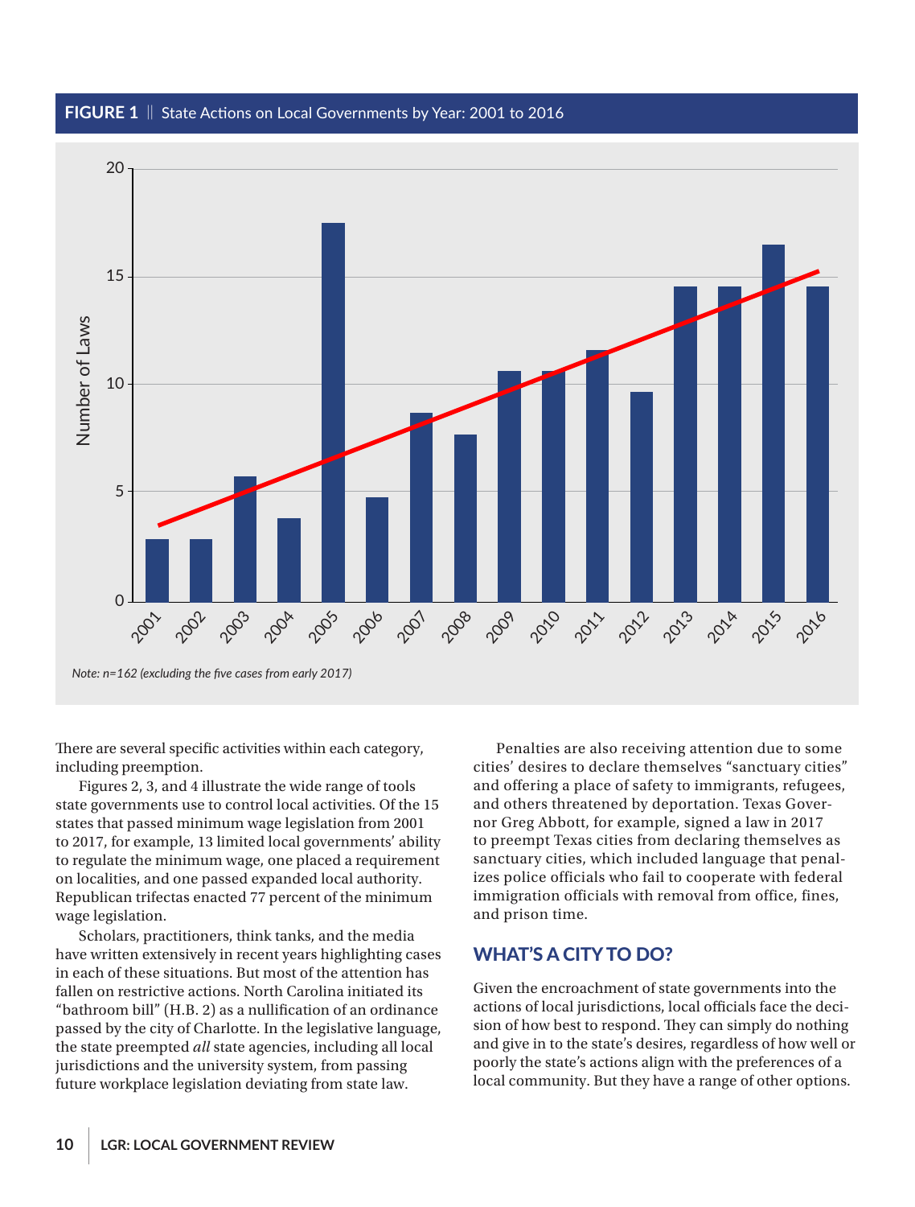**FIGURE 1** || State Actions on Local Governments by Year: 2001 to 2016

*Note: n=162 (excluding the five cases from early 2017)*

There are several specific activities within each category, including preemption.

Figures 2, 3, and 4 illustrate the wide range of tools state governments use to control local activities. Of the 15 states that passed minimum wage legislation from 2001 to 2017, for example, 13 limited local governments' ability to regulate the minimum wage, one placed a requirement on localities, and one passed expanded local authority. Republican trifectas enacted 77 percent of the minimum wage legislation.

Scholars, practitioners, think tanks, and the media have written extensively in recent years highlighting cases in each of these situations. But most of the attention has fallen on restrictive actions. North Carolina initiated its "bathroom bill" (H.B. 2) as a nullification of an ordinance passed by the city of Charlotte. In the legislative language, the state preempted *all* state agencies, including all local jurisdictions and the university system, from passing future workplace legislation deviating from state law.

Penalties are also receiving attention due to some cities' desires to declare themselves "sanctuary cities" and offering a place of safety to immigrants, refugees, and others threatened by deportation. Texas Governor Greg Abbott, for example, signed a law in 2017 to preempt Texas cities from declaring themselves as sanctuary cities, which included language that penalizes police officials who fail to cooperate with federal immigration officials with removal from office, fines, and prison time.

## WHAT'S A CITY TO DO?

Given the encroachment of state governments into the actions of local jurisdictions, local officials face the decision of how best to respond. They can simply do nothing and give in to the state's desires, regardless of how well or poorly the state's actions align with the preferences of a local community. But they have a range of other options.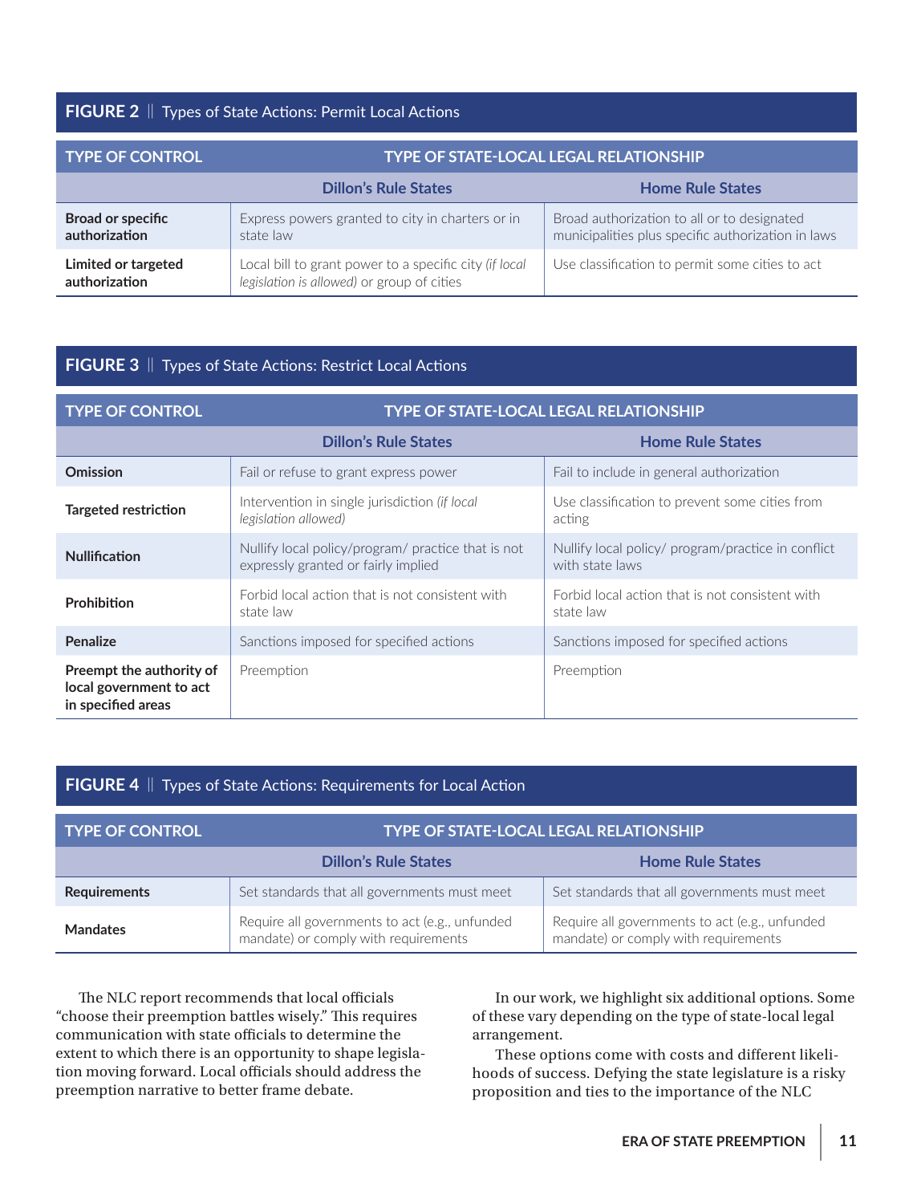**FIGURE 2** || Types of State Actions: Permit Local Actions

| TYPE OF CONTROL | TYPE OF STATE-LOCAL LEGAL RELATIONSHIP | |
|---|---|---|
| | Dillon's Rule States | Home Rule States |
| **Broad or specific authorization** | Express powers granted to city in charters or in state law | Broad authorization to all or to designated municipalities plus specific authorization in laws |
| **Limited or targeted authorization** | Local bill to grant power to a specific city *(if local legislation is allowed)* or group of cities | Use classification to permit some cities to act |

**FIGURE 3** || Types of State Actions: Restrict Local Actions

| TYPE OF CONTROL | TYPE OF STATE-LOCAL LEGAL RELATIONSHIP | |
|---|---|---|
| | Dillon's Rule States | Home Rule States |
| **Omission** | Fail or refuse to grant express power | Fail to include in general authorization |
| **Targeted restriction** | Intervention in single jurisdiction *(if local legislation allowed)* | Use classification to prevent some cities from acting |
| **Nullification** | Nullify local policy/program/ practice that is not expressly granted or fairly implied | Nullify local policy/ program/practice in conflict with state laws |
| **Prohibition** | Forbid local action that is not consistent with state law | Forbid local action that is not consistent with state law |
| **Penalize** | Sanctions imposed for specified actions | Sanctions imposed for specified actions |
| **Preempt the authority of local government to act in specified areas** | Preemption | Preemption |

**FIGURE 4** || Types of State Actions: Requirements for Local Action

| TYPE OF CONTROL | TYPE OF STATE-LOCAL LEGAL RELATIONSHIP | |
|---|---|---|
| | Dillon's Rule States | Home Rule States |
| **Requirements** | Set standards that all governments must meet | Set standards that all governments must meet |
| **Mandates** | Require all governments to act (e.g., unfunded mandate) or comply with requirements | Require all governments to act (e.g., unfunded mandate) or comply with requirements |

The NLC report recommends that local officials "choose their preemption battles wisely." This requires communication with state officials to determine the extent to which there is an opportunity to shape legislation moving forward. Local officials should address the preemption narrative to better frame debate.

In our work, we highlight six additional options. Some of these vary depending on the type of state-local legal arrangement.

These options come with costs and different likelihoods of success. Defying the state legislature is a risky proposition and ties to the importance of the NLC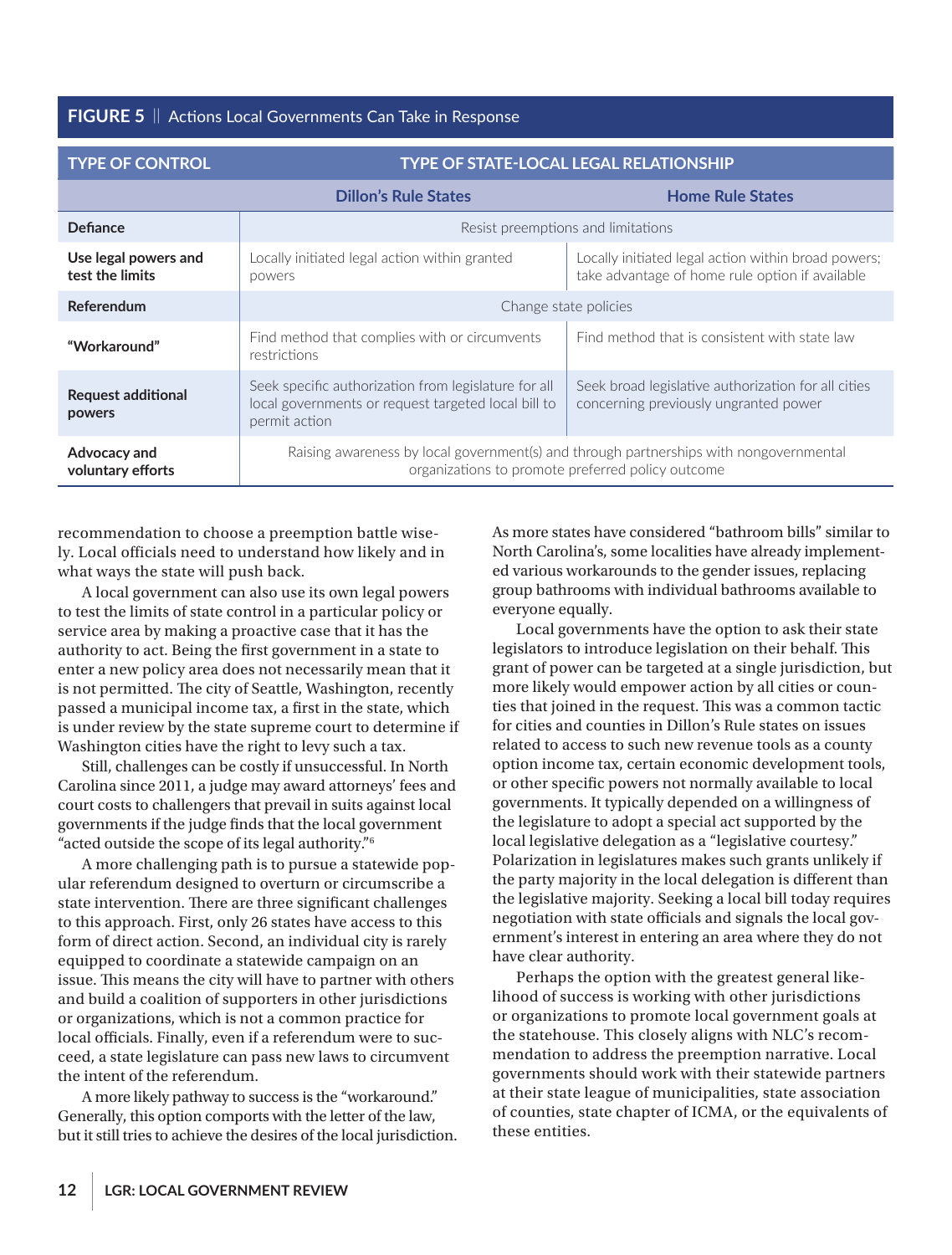**FIGURE 5** || Actions Local Governments Can Take in Response

| TYPE OF CONTROL | TYPE OF STATE-LOCAL LEGAL RELATIONSHIP | |
|---|---|---|
| | **Dillon's Rule States** | **Home Rule States** |
| **Defiance** | Resist preemptions and limitations | |
| **Use legal powers and test the limits** | Locally initiated legal action within granted powers | Locally initiated legal action within broad powers; take advantage of home rule option if available |
| **Referendum** | Change state policies | |
| **"Workaround"** | Find method that complies with or circumvents restrictions | Find method that is consistent with state law |
| **Request additional powers** | Seek specific authorization from legislature for all local governments or request targeted local bill to permit action | Seek broad legislative authorization for all cities concerning previously ungranted power |
| **Advocacy and voluntary efforts** | Raising awareness by local government(s) and through partnerships with nongovernmental organizations to promote preferred policy outcome | |

recommendation to choose a preemption battle wisely. Local officials need to understand how likely and in what ways the state will push back.

A local government can also use its own legal powers to test the limits of state control in a particular policy or service area by making a proactive case that it has the authority to act. Being the first government in a state to enter a new policy area does not necessarily mean that it is not permitted. The city of Seattle, Washington, recently passed a municipal income tax, a first in the state, which is under review by the state supreme court to determine if Washington cities have the right to levy such a tax.

Still, challenges can be costly if unsuccessful. In North Carolina since 2011, a judge may award attorneys' fees and court costs to challengers that prevail in suits against local governments if the judge finds that the local government "acted outside the scope of its legal authority."[6]

A more challenging path is to pursue a statewide popular referendum designed to overturn or circumscribe a state intervention. There are three significant challenges to this approach. First, only 26 states have access to this form of direct action. Second, an individual city is rarely equipped to coordinate a statewide campaign on an issue. This means the city will have to partner with others and build a coalition of supporters in other jurisdictions or organizations, which is not a common practice for local officials. Finally, even if a referendum were to succeed, a state legislature can pass new laws to circumvent the intent of the referendum.

A more likely pathway to success is the "workaround." Generally, this option comports with the letter of the law, but it still tries to achieve the desires of the local jurisdiction. As more states have considered "bathroom bills" similar to North Carolina's, some localities have already implemented various workarounds to the gender issues, replacing group bathrooms with individual bathrooms available to everyone equally.

Local governments have the option to ask their state legislators to introduce legislation on their behalf. This grant of power can be targeted at a single jurisdiction, but more likely would empower action by all cities or counties that joined in the request. This was a common tactic for cities and counties in Dillon's Rule states on issues related to access to such new revenue tools as a county option income tax, certain economic development tools, or other specific powers not normally available to local governments. It typically depended on a willingness of the legislature to adopt a special act supported by the local legislative delegation as a "legislative courtesy." Polarization in legislatures makes such grants unlikely if the party majority in the local delegation is different than the legislative majority. Seeking a local bill today requires negotiation with state officials and signals the local government's interest in entering an area where they do not have clear authority.

Perhaps the option with the greatest general likelihood of success is working with other jurisdictions or organizations to promote local government goals at the statehouse. This closely aligns with NLC's recommendation to address the preemption narrative. Local governments should work with their statewide partners at their state league of municipalities, state association of counties, state chapter of ICMA, or the equivalents of these entities.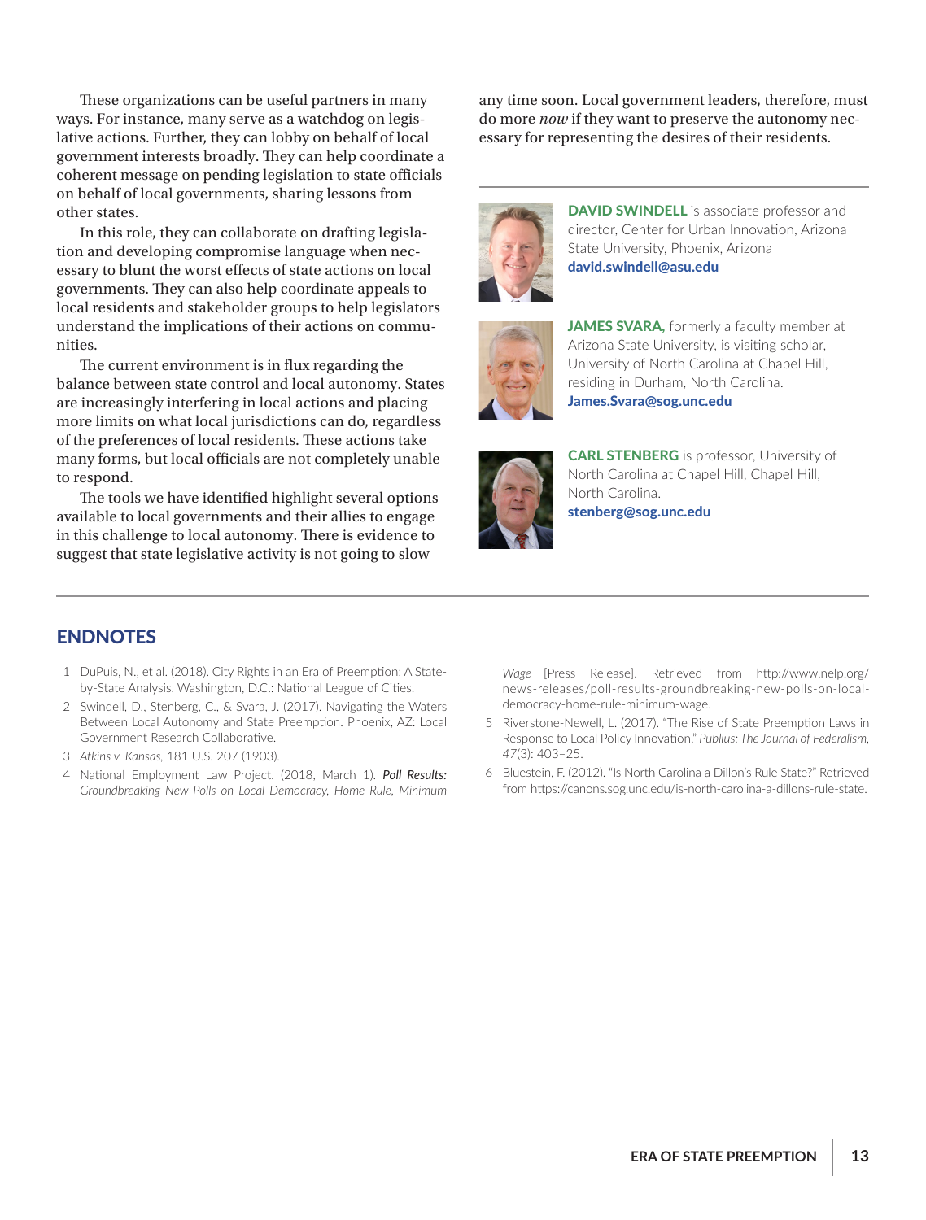These organizations can be useful partners in many ways. For instance, many serve as a watchdog on legislative actions. Further, they can lobby on behalf of local government interests broadly. They can help coordinate a coherent message on pending legislation to state officials on behalf of local governments, sharing lessons from other states.

In this role, they can collaborate on drafting legislation and developing compromise language when necessary to blunt the worst effects of state actions on local governments. They can also help coordinate appeals to local residents and stakeholder groups to help legislators understand the implications of their actions on communities.

The current environment is in flux regarding the balance between state control and local autonomy. States are increasingly interfering in local actions and placing more limits on what local jurisdictions can do, regardless of the preferences of local residents. These actions take many forms, but local officials are not completely unable to respond.

The tools we have identified highlight several options available to local governments and their allies to engage in this challenge to local autonomy. There is evidence to suggest that state legislative activity is not going to slow any time soon. Local government leaders, therefore, must do more *now* if they want to preserve the autonomy necessary for representing the desires of their residents.

**DAVID SWINDELL** is associate professor and director, Center for Urban Innovation, Arizona State University, Phoenix, Arizona
**david.swindell@asu.edu**

**JAMES SVARA,** formerly a faculty member at Arizona State University, is visiting scholar, University of North Carolina at Chapel Hill, residing in Durham, North Carolina.
**James.Svara@sog.unc.edu**

**CARL STENBERG** is professor, University of North Carolina at Chapel Hill, Chapel Hill, North Carolina.
**stenberg@sog.unc.edu**

## ENDNOTES

1. DuPuis, N., et al. (2018). City Rights in an Era of Preemption: A State-by-State Analysis. Washington, D.C.: National League of Cities.
2. Swindell, D., Stenberg, C., & Svara, J. (2017). Navigating the Waters Between Local Autonomy and State Preemption. Phoenix, AZ: Local Government Research Collaborative.
3. *Atkins v. Kansas*, 181 U.S. 207 (1903).
4. National Employment Law Project. (2018, March 1). ***Poll Results:*** *Groundbreaking New Polls on Local Democracy, Home Rule, Minimum Wage* [Press Release]. Retrieved from http://www.nelp.org/news-releases/poll-results-groundbreaking-new-polls-on-local-democracy-home-rule-minimum-wage.
5. Riverstone-Newell, L. (2017). "The Rise of State Preemption Laws in Response to Local Policy Innovation." *Publius: The Journal of Federalism*, 47(3): 403–25.
6. Bluestein, F. (2012). "Is North Carolina a Dillon's Rule State?" Retrieved from https://canons.sog.unc.edu/is-north-carolina-a-dillons-rule-state.